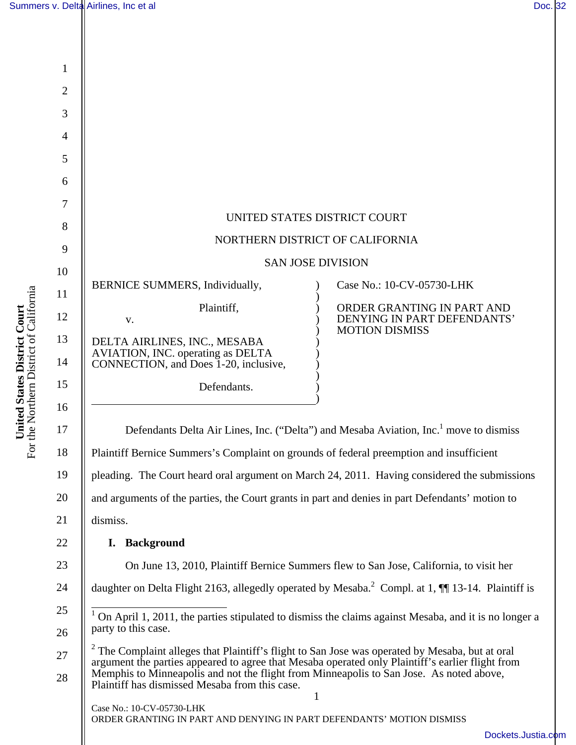UNITED STATES DISTRICT COURT

NORTHERN DISTRICT OF CALIFORNIA

SAN JOSE DIVISION

| | | |
|---|---|---|
| BERNICE SUMMERS, Individually, Plaintiff, v. DELTA AIRLINES, INC., MESABA AVIATION, INC. operating as DELTA CONNECTION, and Does 1-20, inclusive, Defendants. | ) | Case No.: 10-CV-05730-LHK ORDER GRANTING IN PART AND DENYING IN PART DEFENDANTS' MOTION DISMISS |

Defendants Delta Air Lines, Inc. ("Delta") and Mesaba Aviation, Inc.[1] move to dismiss Plaintiff Bernice Summers's Complaint on grounds of federal preemption and insufficient pleading. The Court heard oral argument on March 24, 2011. Having considered the submissions and arguments of the parties, the Court grants in part and denies in part Defendants' motion to dismiss.

## I. Background

On June 13, 2010, Plaintiff Bernice Summers flew to San Jose, California, to visit her daughter on Delta Flight 2163, allegedly operated by Mesaba.[2] Compl. at 1, ¶¶ 13-14. Plaintiff is

---

[1] On April 1, 2011, the parties stipulated to dismiss the claims against Mesaba, and it is no longer a party to this case.

[2] The Complaint alleges that Plaintiff's flight to San Jose was operated by Mesaba, but at oral argument the parties appeared to agree that Mesaba operated only Plaintiff's earlier flight from Memphis to Minneapolis and not the flight from Minneapolis to San Jose. As noted above, Plaintiff has dismissed Mesaba from this case.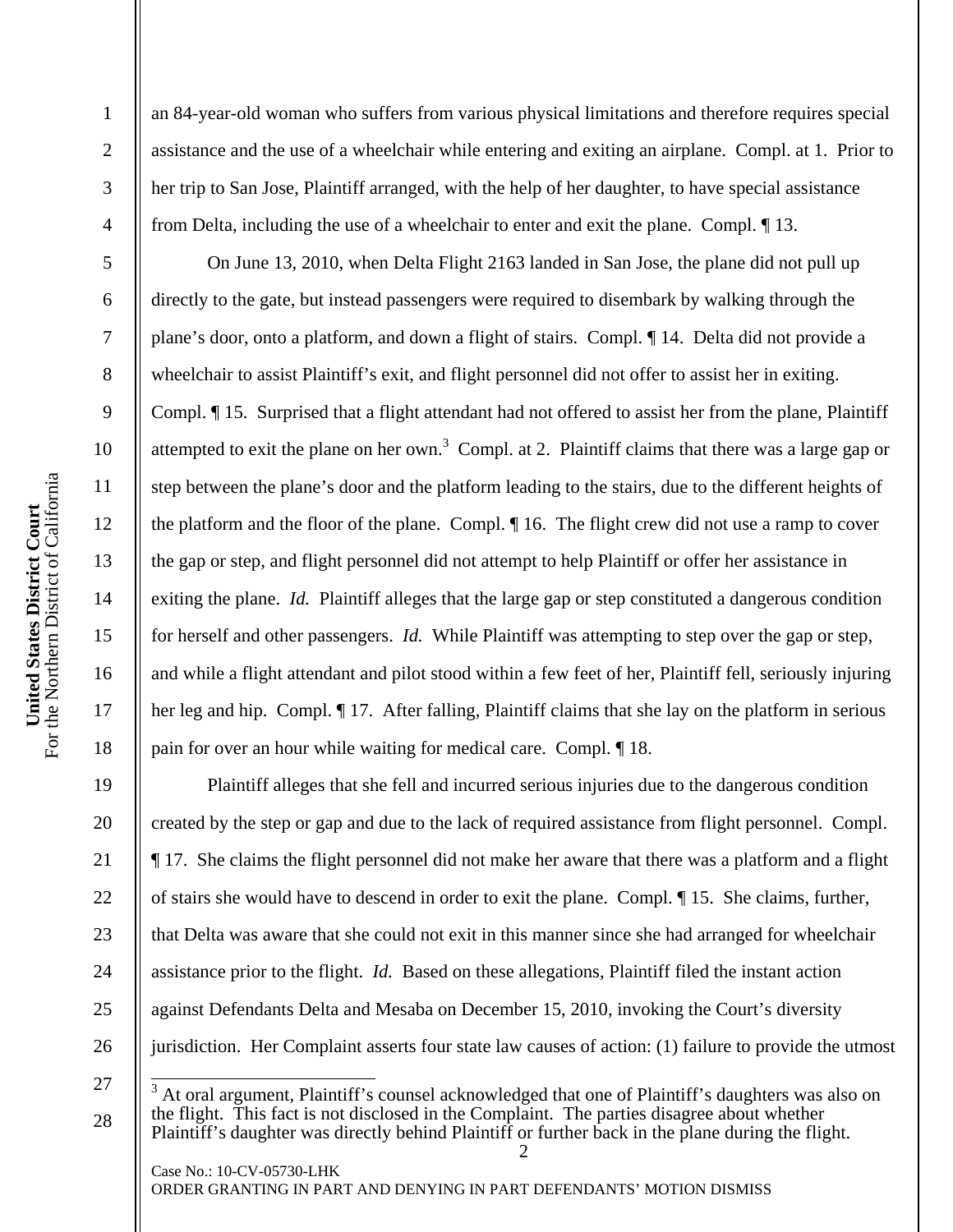an 84-year-old woman who suffers from various physical limitations and therefore requires special assistance and the use of a wheelchair while entering and exiting an airplane. Compl. at 1. Prior to her trip to San Jose, Plaintiff arranged, with the help of her daughter, to have special assistance from Delta, including the use of a wheelchair to enter and exit the plane. Compl. ¶ 13.

On June 13, 2010, when Delta Flight 2163 landed in San Jose, the plane did not pull up directly to the gate, but instead passengers were required to disembark by walking through the plane's door, onto a platform, and down a flight of stairs. Compl. ¶ 14. Delta did not provide a wheelchair to assist Plaintiff's exit, and flight personnel did not offer to assist her in exiting. Compl. ¶ 15. Surprised that a flight attendant had not offered to assist her from the plane, Plaintiff attempted to exit the plane on her own.[3] Compl. at 2. Plaintiff claims that there was a large gap or step between the plane's door and the platform leading to the stairs, due to the different heights of the platform and the floor of the plane. Compl. ¶ 16. The flight crew did not use a ramp to cover the gap or step, and flight personnel did not attempt to help Plaintiff or offer her assistance in exiting the plane. *Id.* Plaintiff alleges that the large gap or step constituted a dangerous condition for herself and other passengers. *Id.* While Plaintiff was attempting to step over the gap or step, and while a flight attendant and pilot stood within a few feet of her, Plaintiff fell, seriously injuring her leg and hip. Compl. ¶ 17. After falling, Plaintiff claims that she lay on the platform in serious pain for over an hour while waiting for medical care. Compl. ¶ 18.

Plaintiff alleges that she fell and incurred serious injuries due to the dangerous condition created by the step or gap and due to the lack of required assistance from flight personnel. Compl. ¶ 17. She claims the flight personnel did not make her aware that there was a platform and a flight of stairs she would have to descend in order to exit the plane. Compl. ¶ 15. She claims, further, that Delta was aware that she could not exit in this manner since she had arranged for wheelchair assistance prior to the flight. *Id.* Based on these allegations, Plaintiff filed the instant action against Defendants Delta and Mesaba on December 15, 2010, invoking the Court's diversity jurisdiction. Her Complaint asserts four state law causes of action: (1) failure to provide the utmost

[3] At oral argument, Plaintiff's counsel acknowledged that one of Plaintiff's daughters was also on the flight. This fact is not disclosed in the Complaint. The parties disagree about whether Plaintiff's daughter was directly behind Plaintiff or further back in the plane during the flight.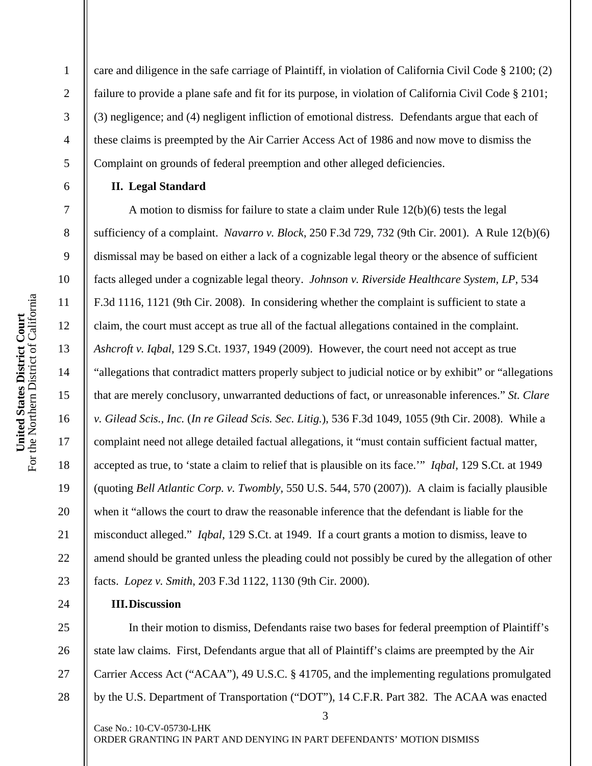care and diligence in the safe carriage of Plaintiff, in violation of California Civil Code § 2100; (2) failure to provide a plane safe and fit for its purpose, in violation of California Civil Code § 2101; (3) negligence; and (4) negligent infliction of emotional distress. Defendants argue that each of these claims is preempted by the Air Carrier Access Act of 1986 and now move to dismiss the Complaint on grounds of federal preemption and other alleged deficiencies.

## II. Legal Standard

A motion to dismiss for failure to state a claim under Rule 12(b)(6) tests the legal sufficiency of a complaint. *Navarro v. Block*, 250 F.3d 729, 732 (9th Cir. 2001). A Rule 12(b)(6) dismissal may be based on either a lack of a cognizable legal theory or the absence of sufficient facts alleged under a cognizable legal theory. *Johnson v. Riverside Healthcare System, LP*, 534 F.3d 1116, 1121 (9th Cir. 2008). In considering whether the complaint is sufficient to state a claim, the court must accept as true all of the factual allegations contained in the complaint. *Ashcroft v. Iqbal*, 129 S.Ct. 1937, 1949 (2009). However, the court need not accept as true "allegations that contradict matters properly subject to judicial notice or by exhibit" or "allegations that are merely conclusory, unwarranted deductions of fact, or unreasonable inferences." *St. Clare v. Gilead Scis., Inc.* (*In re Gilead Scis. Sec. Litig.*), 536 F.3d 1049, 1055 (9th Cir. 2008). While a complaint need not allege detailed factual allegations, it "must contain sufficient factual matter, accepted as true, to 'state a claim to relief that is plausible on its face.'" *Iqbal*, 129 S.Ct. at 1949 (quoting *Bell Atlantic Corp. v. Twombly*, 550 U.S. 544, 570 (2007)). A claim is facially plausible when it "allows the court to draw the reasonable inference that the defendant is liable for the misconduct alleged." *Iqbal*, 129 S.Ct. at 1949. If a court grants a motion to dismiss, leave to amend should be granted unless the pleading could not possibly be cured by the allegation of other facts. *Lopez v. Smith*, 203 F.3d 1122, 1130 (9th Cir. 2000).

## III. Discussion

In their motion to dismiss, Defendants raise two bases for federal preemption of Plaintiff's state law claims. First, Defendants argue that all of Plaintiff's claims are preempted by the Air Carrier Access Act ("ACAA"), 49 U.S.C. § 41705, and the implementing regulations promulgated by the U.S. Department of Transportation ("DOT"), 14 C.F.R. Part 382. The ACAA was enacted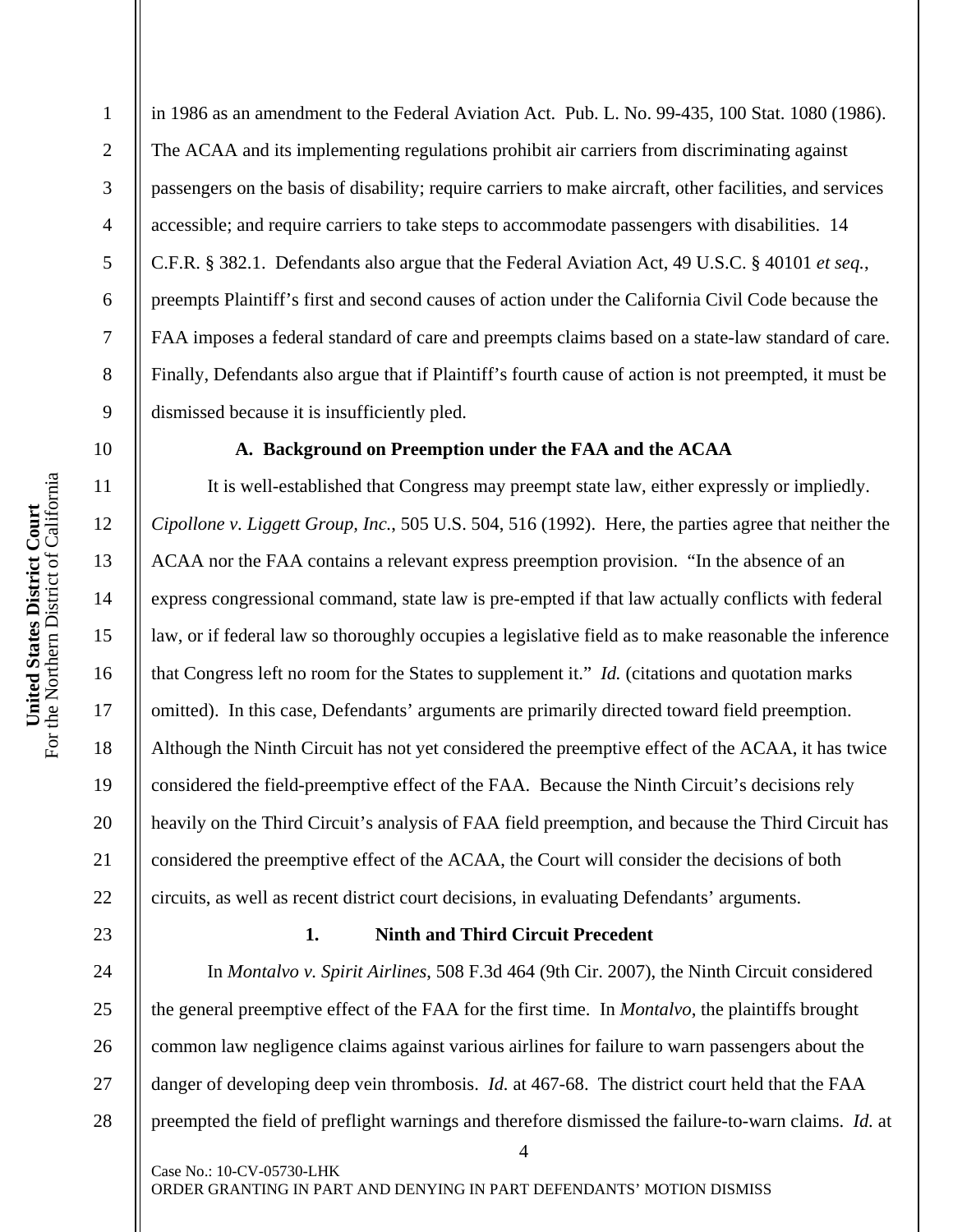in 1986 as an amendment to the Federal Aviation Act. Pub. L. No. 99-435, 100 Stat. 1080 (1986). The ACAA and its implementing regulations prohibit air carriers from discriminating against passengers on the basis of disability; require carriers to make aircraft, other facilities, and services accessible; and require carriers to take steps to accommodate passengers with disabilities. 14 C.F.R. § 382.1. Defendants also argue that the Federal Aviation Act, 49 U.S.C. § 40101 *et seq.*, preempts Plaintiff's first and second causes of action under the California Civil Code because the FAA imposes a federal standard of care and preempts claims based on a state-law standard of care. Finally, Defendants also argue that if Plaintiff's fourth cause of action is not preempted, it must be dismissed because it is insufficiently pled.

### A. Background on Preemption under the FAA and the ACAA

It is well-established that Congress may preempt state law, either expressly or impliedly. *Cipollone v. Liggett Group, Inc.*, 505 U.S. 504, 516 (1992). Here, the parties agree that neither the ACAA nor the FAA contains a relevant express preemption provision. "In the absence of an express congressional command, state law is pre-empted if that law actually conflicts with federal law, or if federal law so thoroughly occupies a legislative field as to make reasonable the inference that Congress left no room for the States to supplement it." *Id.* (citations and quotation marks omitted). In this case, Defendants' arguments are primarily directed toward field preemption. Although the Ninth Circuit has not yet considered the preemptive effect of the ACAA, it has twice considered the field-preemptive effect of the FAA. Because the Ninth Circuit's decisions rely heavily on the Third Circuit's analysis of FAA field preemption, and because the Third Circuit has considered the preemptive effect of the ACAA, the Court will consider the decisions of both circuits, as well as recent district court decisions, in evaluating Defendants' arguments.

#### 1. Ninth and Third Circuit Precedent

In *Montalvo v. Spirit Airlines*, 508 F.3d 464 (9th Cir. 2007), the Ninth Circuit considered the general preemptive effect of the FAA for the first time. In *Montalvo*, the plaintiffs brought common law negligence claims against various airlines for failure to warn passengers about the danger of developing deep vein thrombosis. *Id.* at 467-68. The district court held that the FAA preempted the field of preflight warnings and therefore dismissed the failure-to-warn claims. *Id.* at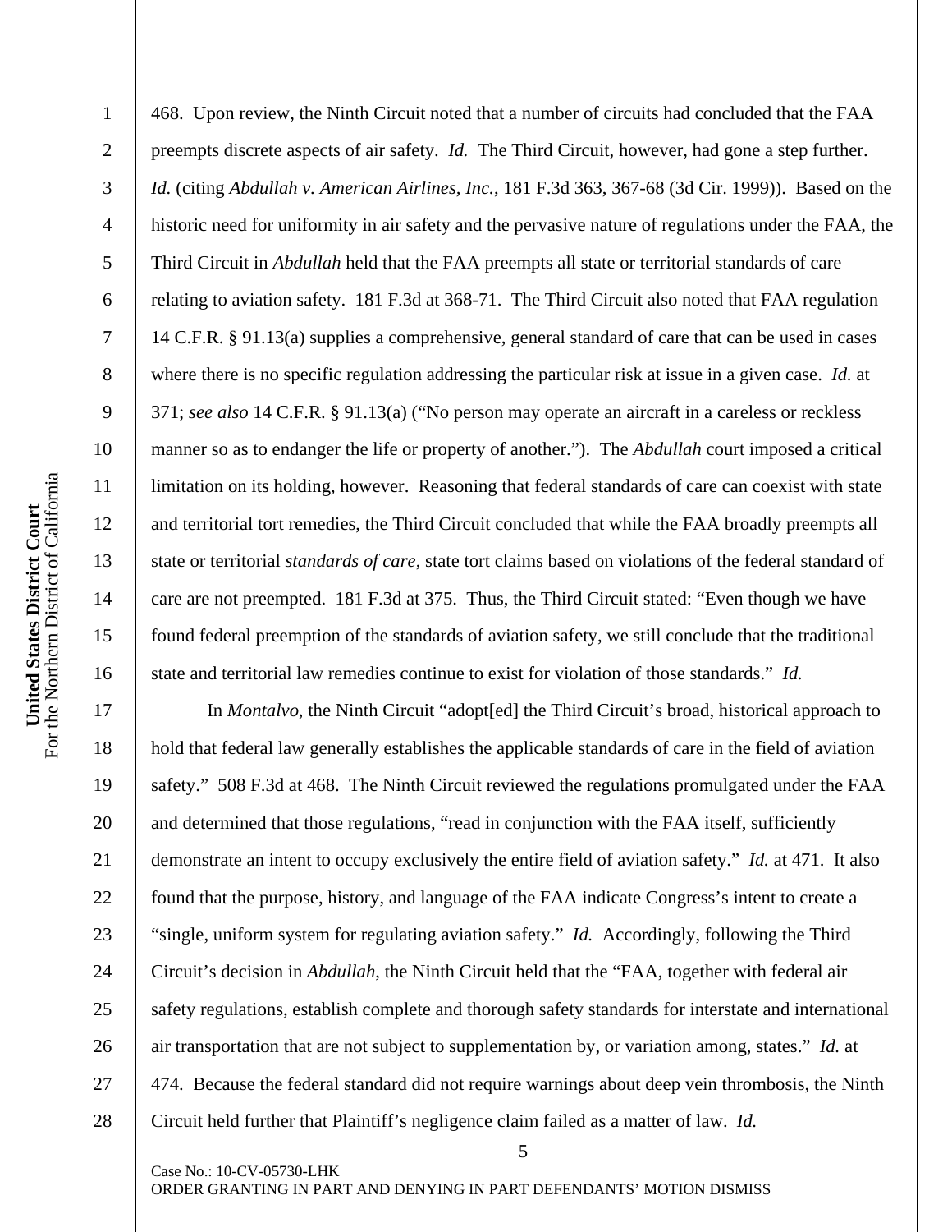468. Upon review, the Ninth Circuit noted that a number of circuits had concluded that the FAA preempts discrete aspects of air safety. *Id.* The Third Circuit, however, had gone a step further. *Id.* (citing *Abdullah v. American Airlines, Inc.*, 181 F.3d 363, 367-68 (3d Cir. 1999)). Based on the historic need for uniformity in air safety and the pervasive nature of regulations under the FAA, the Third Circuit in *Abdullah* held that the FAA preempts all state or territorial standards of care relating to aviation safety. 181 F.3d at 368-71. The Third Circuit also noted that FAA regulation 14 C.F.R. § 91.13(a) supplies a comprehensive, general standard of care that can be used in cases where there is no specific regulation addressing the particular risk at issue in a given case. *Id.* at 371; *see also* 14 C.F.R. § 91.13(a) ("No person may operate an aircraft in a careless or reckless manner so as to endanger the life or property of another."). The *Abdullah* court imposed a critical limitation on its holding, however. Reasoning that federal standards of care can coexist with state and territorial tort remedies, the Third Circuit concluded that while the FAA broadly preempts all state or territorial *standards of care*, state tort claims based on violations of the federal standard of care are not preempted. 181 F.3d at 375. Thus, the Third Circuit stated: "Even though we have found federal preemption of the standards of aviation safety, we still conclude that the traditional state and territorial law remedies continue to exist for violation of those standards." *Id.*

In *Montalvo*, the Ninth Circuit "adopt[ed] the Third Circuit's broad, historical approach to hold that federal law generally establishes the applicable standards of care in the field of aviation safety." 508 F.3d at 468. The Ninth Circuit reviewed the regulations promulgated under the FAA and determined that those regulations, "read in conjunction with the FAA itself, sufficiently demonstrate an intent to occupy exclusively the entire field of aviation safety." *Id.* at 471. It also found that the purpose, history, and language of the FAA indicate Congress's intent to create a "single, uniform system for regulating aviation safety." *Id.* Accordingly, following the Third Circuit's decision in *Abdullah*, the Ninth Circuit held that the "FAA, together with federal air safety regulations, establish complete and thorough safety standards for interstate and international air transportation that are not subject to supplementation by, or variation among, states." *Id.* at 474. Because the federal standard did not require warnings about deep vein thrombosis, the Ninth Circuit held further that Plaintiff's negligence claim failed as a matter of law. *Id.*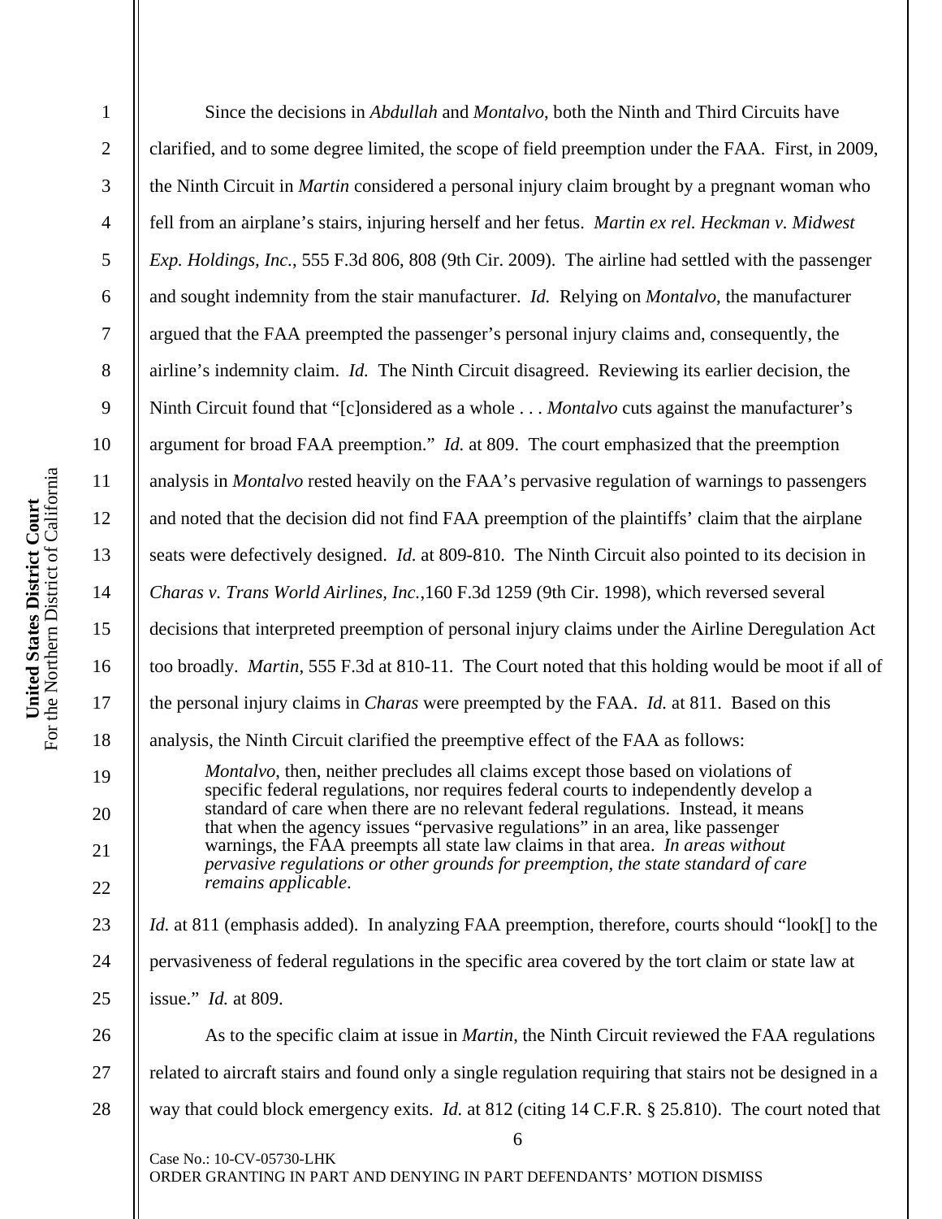Since the decisions in *Abdullah* and *Montalvo*, both the Ninth and Third Circuits have clarified, and to some degree limited, the scope of field preemption under the FAA. First, in 2009, the Ninth Circuit in *Martin* considered a personal injury claim brought by a pregnant woman who fell from an airplane's stairs, injuring herself and her fetus. *Martin ex rel. Heckman v. Midwest Exp. Holdings, Inc.*, 555 F.3d 806, 808 (9th Cir. 2009). The airline had settled with the passenger and sought indemnity from the stair manufacturer. *Id.* Relying on *Montalvo*, the manufacturer argued that the FAA preempted the passenger's personal injury claims and, consequently, the airline's indemnity claim. *Id.* The Ninth Circuit disagreed. Reviewing its earlier decision, the Ninth Circuit found that "[c]onsidered as a whole . . . *Montalvo* cuts against the manufacturer's argument for broad FAA preemption." *Id.* at 809. The court emphasized that the preemption analysis in *Montalvo* rested heavily on the FAA's pervasive regulation of warnings to passengers and noted that the decision did not find FAA preemption of the plaintiffs' claim that the airplane seats were defectively designed. *Id.* at 809-810. The Ninth Circuit also pointed to its decision in *Charas v. Trans World Airlines, Inc.*,160 F.3d 1259 (9th Cir. 1998), which reversed several decisions that interpreted preemption of personal injury claims under the Airline Deregulation Act too broadly. *Martin*, 555 F.3d at 810-11. The Court noted that this holding would be moot if all of the personal injury claims in *Charas* were preempted by the FAA. *Id.* at 811. Based on this analysis, the Ninth Circuit clarified the preemptive effect of the FAA as follows:

> *Montalvo*, then, neither precludes all claims except those based on violations of specific federal regulations, nor requires federal courts to independently develop a standard of care when there are no relevant federal regulations. Instead, it means that when the agency issues "pervasive regulations" in an area, like passenger warnings, the FAA preempts all state law claims in that area. *In areas without pervasive regulations or other grounds for preemption, the state standard of care remains applicable*.

*Id.* at 811 (emphasis added). In analyzing FAA preemption, therefore, courts should "look[] to the pervasiveness of federal regulations in the specific area covered by the tort claim or state law at issue." *Id.* at 809.

As to the specific claim at issue in *Martin*, the Ninth Circuit reviewed the FAA regulations related to aircraft stairs and found only a single regulation requiring that stairs not be designed in a way that could block emergency exits. *Id.* at 812 (citing 14 C.F.R. § 25.810). The court noted that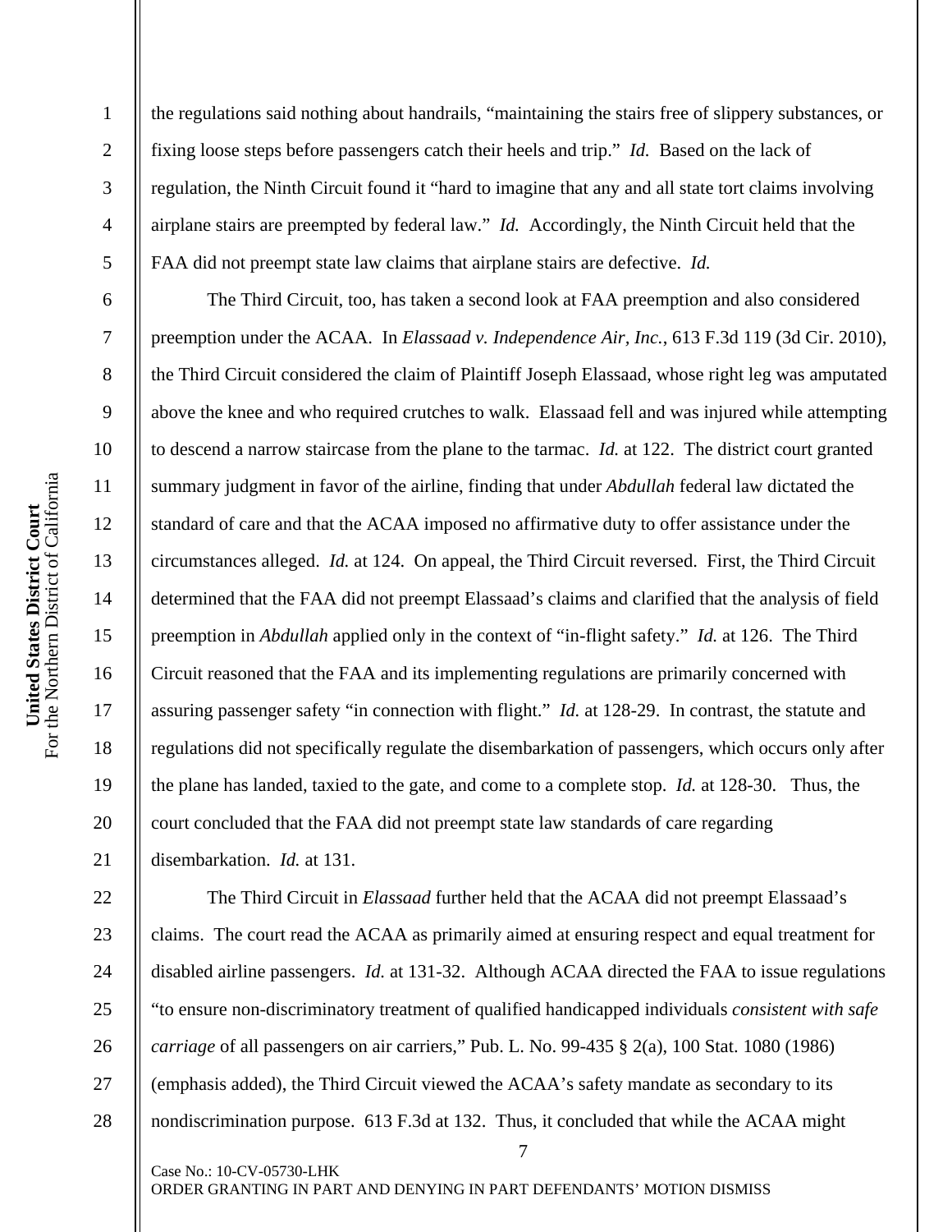the regulations said nothing about handrails, "maintaining the stairs free of slippery substances, or fixing loose steps before passengers catch their heels and trip." *Id.* Based on the lack of regulation, the Ninth Circuit found it "hard to imagine that any and all state tort claims involving airplane stairs are preempted by federal law." *Id.* Accordingly, the Ninth Circuit held that the FAA did not preempt state law claims that airplane stairs are defective. *Id.*

The Third Circuit, too, has taken a second look at FAA preemption and also considered preemption under the ACAA. In *Elassaad v. Independence Air, Inc.*, 613 F.3d 119 (3d Cir. 2010), the Third Circuit considered the claim of Plaintiff Joseph Elassaad, whose right leg was amputated above the knee and who required crutches to walk. Elassaad fell and was injured while attempting to descend a narrow staircase from the plane to the tarmac. *Id.* at 122. The district court granted summary judgment in favor of the airline, finding that under *Abdullah* federal law dictated the standard of care and that the ACAA imposed no affirmative duty to offer assistance under the circumstances alleged. *Id.* at 124. On appeal, the Third Circuit reversed. First, the Third Circuit determined that the FAA did not preempt Elassaad's claims and clarified that the analysis of field preemption in *Abdullah* applied only in the context of "in-flight safety." *Id.* at 126. The Third Circuit reasoned that the FAA and its implementing regulations are primarily concerned with assuring passenger safety "in connection with flight." *Id.* at 128-29. In contrast, the statute and regulations did not specifically regulate the disembarkation of passengers, which occurs only after the plane has landed, taxied to the gate, and come to a complete stop. *Id.* at 128-30. Thus, the court concluded that the FAA did not preempt state law standards of care regarding disembarkation. *Id.* at 131.

The Third Circuit in *Elassaad* further held that the ACAA did not preempt Elassaad's claims. The court read the ACAA as primarily aimed at ensuring respect and equal treatment for disabled airline passengers. *Id.* at 131-32. Although ACAA directed the FAA to issue regulations "to ensure non-discriminatory treatment of qualified handicapped individuals *consistent with safe carriage* of all passengers on air carriers," Pub. L. No. 99-435 § 2(a), 100 Stat. 1080 (1986) (emphasis added), the Third Circuit viewed the ACAA's safety mandate as secondary to its nondiscrimination purpose. 613 F.3d at 132. Thus, it concluded that while the ACAA might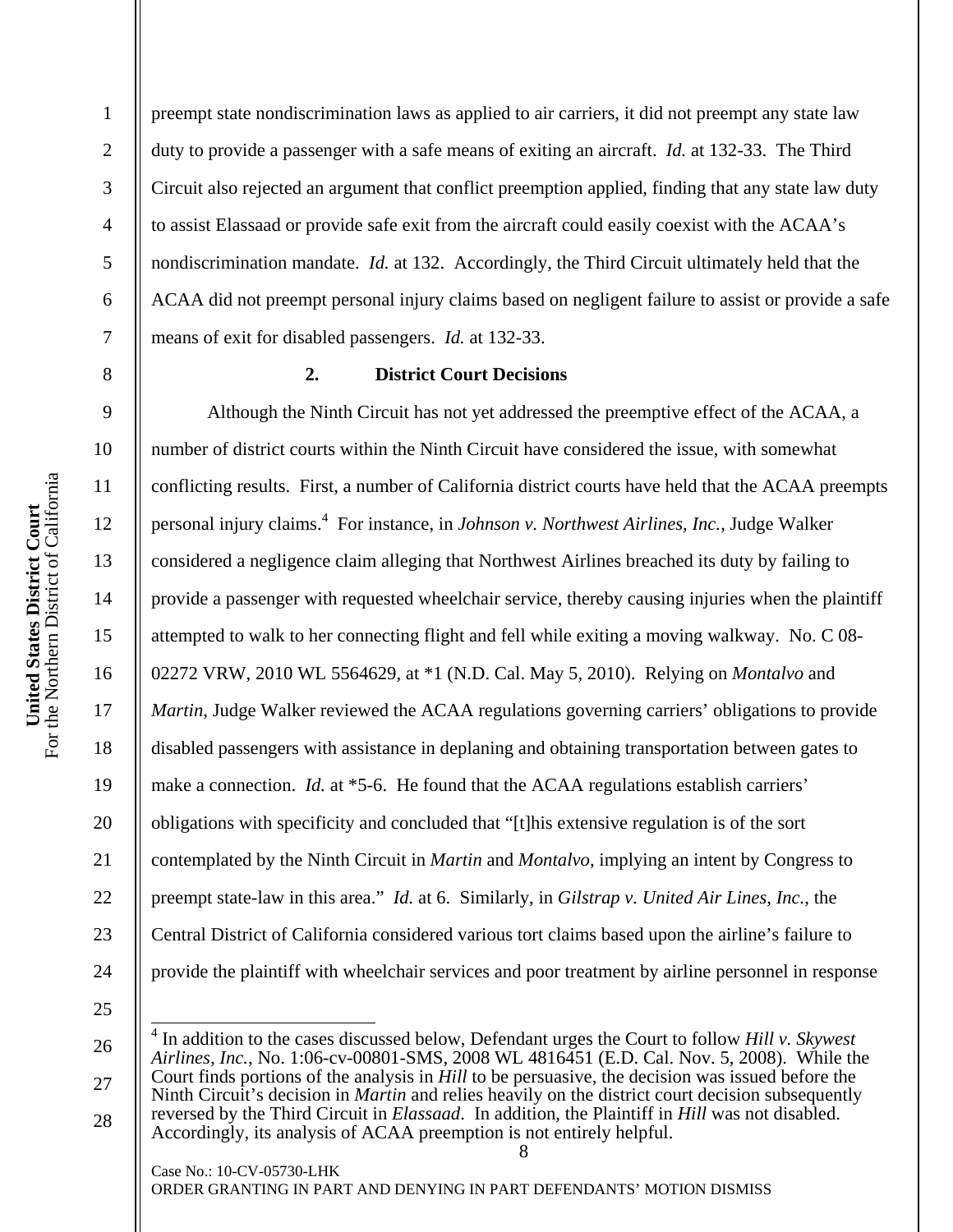preempt state nondiscrimination laws as applied to air carriers, it did not preempt any state law duty to provide a passenger with a safe means of exiting an aircraft. *Id.* at 132-33. The Third Circuit also rejected an argument that conflict preemption applied, finding that any state law duty to assist Elassaad or provide safe exit from the aircraft could easily coexist with the ACAA's nondiscrimination mandate. *Id.* at 132. Accordingly, the Third Circuit ultimately held that the ACAA did not preempt personal injury claims based on negligent failure to assist or provide a safe means of exit for disabled passengers. *Id.* at 132-33.

### 2. District Court Decisions

Although the Ninth Circuit has not yet addressed the preemptive effect of the ACAA, a number of district courts within the Ninth Circuit have considered the issue, with somewhat conflicting results. First, a number of California district courts have held that the ACAA preempts personal injury claims.[4] For instance, in *Johnson v. Northwest Airlines, Inc.*, Judge Walker considered a negligence claim alleging that Northwest Airlines breached its duty by failing to provide a passenger with requested wheelchair service, thereby causing injuries when the plaintiff attempted to walk to her connecting flight and fell while exiting a moving walkway. No. C 08-02272 VRW, 2010 WL 5564629, at *1 (N.D. Cal. May 5, 2010). Relying on *Montalvo* and *Martin*, Judge Walker reviewed the ACAA regulations governing carriers' obligations to provide disabled passengers with assistance in deplaning and obtaining transportation between gates to make a connection. *Id.* at *5-6. He found that the ACAA regulations establish carriers' obligations with specificity and concluded that "[t]his extensive regulation is of the sort contemplated by the Ninth Circuit in *Martin* and *Montalvo*, implying an intent by Congress to preempt state-law in this area." *Id.* at 6. Similarly, in *Gilstrap v. United Air Lines, Inc.*, the Central District of California considered various tort claims based upon the airline's failure to provide the plaintiff with wheelchair services and poor treatment by airline personnel in response

[4] In addition to the cases discussed below, Defendant urges the Court to follow *Hill v. Skywest Airlines, Inc.*, No. 1:06-cv-00801-SMS, 2008 WL 4816451 (E.D. Cal. Nov. 5, 2008). While the Court finds portions of the analysis in *Hill* to be persuasive, the decision was issued before the Ninth Circuit's decision in *Martin* and relies heavily on the district court decision subsequently reversed by the Third Circuit in *Elassaad*. In addition, the Plaintiff in *Hill* was not disabled. Accordingly, its analysis of ACAA preemption is not entirely helpful.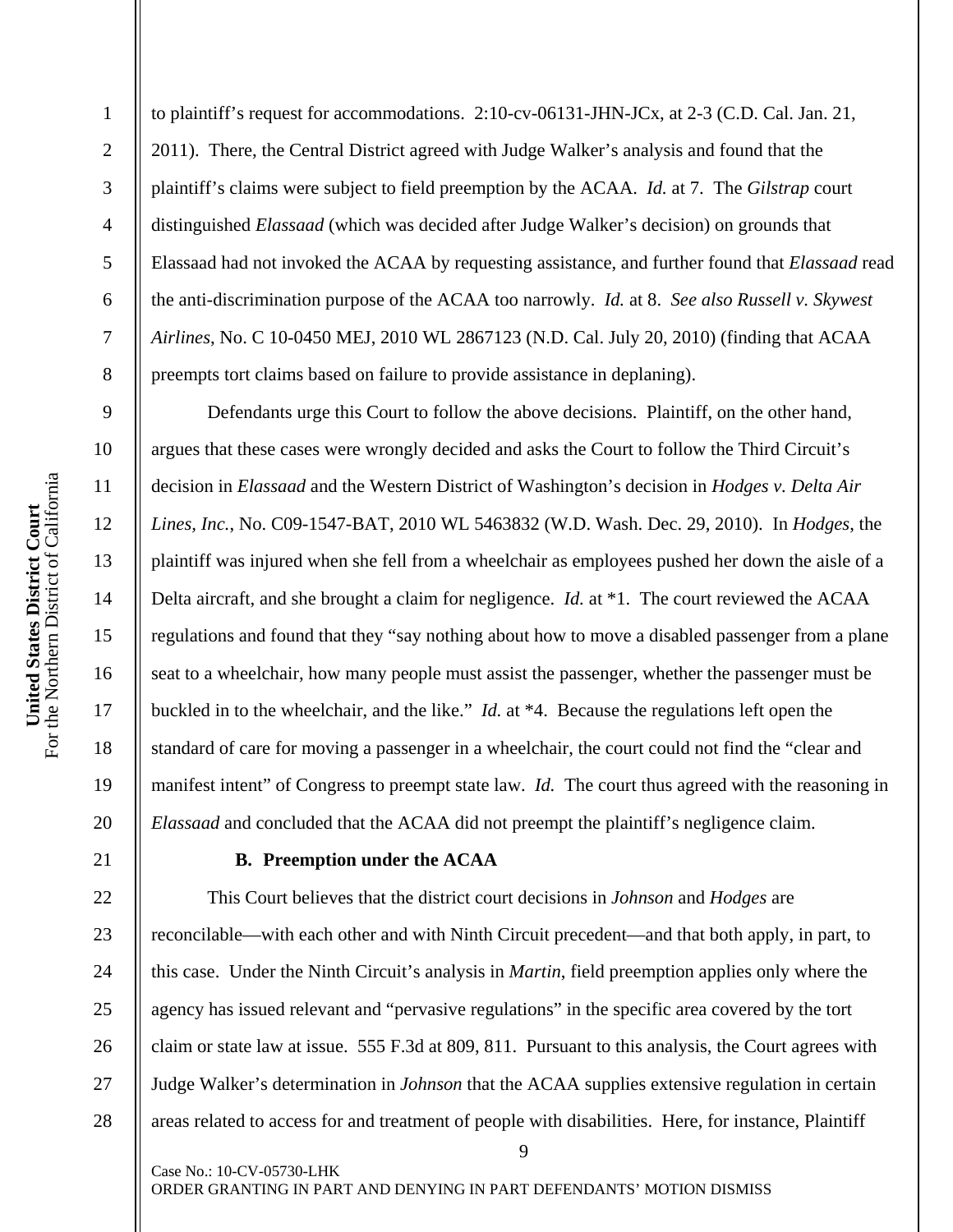to plaintiff's request for accommodations. 2:10-cv-06131-JHN-JCx, at 2-3 (C.D. Cal. Jan. 21, 2011). There, the Central District agreed with Judge Walker's analysis and found that the plaintiff's claims were subject to field preemption by the ACAA. *Id.* at 7. The *Gilstrap* court distinguished *Elassaad* (which was decided after Judge Walker's decision) on grounds that Elassaad had not invoked the ACAA by requesting assistance, and further found that *Elassaad* read the anti-discrimination purpose of the ACAA too narrowly. *Id.* at 8. *See also Russell v. Skywest Airlines*, No. C 10-0450 MEJ, 2010 WL 2867123 (N.D. Cal. July 20, 2010) (finding that ACAA preempts tort claims based on failure to provide assistance in deplaning).

Defendants urge this Court to follow the above decisions. Plaintiff, on the other hand, argues that these cases were wrongly decided and asks the Court to follow the Third Circuit's decision in *Elassaad* and the Western District of Washington's decision in *Hodges v. Delta Air Lines, Inc.*, No. C09-1547-BAT, 2010 WL 5463832 (W.D. Wash. Dec. 29, 2010). In *Hodges*, the plaintiff was injured when she fell from a wheelchair as employees pushed her down the aisle of a Delta aircraft, and she brought a claim for negligence. *Id.* at \*1. The court reviewed the ACAA regulations and found that they "say nothing about how to move a disabled passenger from a plane seat to a wheelchair, how many people must assist the passenger, whether the passenger must be buckled in to the wheelchair, and the like." *Id.* at \*4. Because the regulations left open the standard of care for moving a passenger in a wheelchair, the court could not find the "clear and manifest intent" of Congress to preempt state law. *Id.* The court thus agreed with the reasoning in *Elassaad* and concluded that the ACAA did not preempt the plaintiff's negligence claim.

**B. Preemption under the ACAA**

This Court believes that the district court decisions in *Johnson* and *Hodges* are reconcilable—with each other and with Ninth Circuit precedent—and that both apply, in part, to this case. Under the Ninth Circuit's analysis in *Martin*, field preemption applies only where the agency has issued relevant and "pervasive regulations" in the specific area covered by the tort claim or state law at issue. 555 F.3d at 809, 811. Pursuant to this analysis, the Court agrees with Judge Walker's determination in *Johnson* that the ACAA supplies extensive regulation in certain areas related to access for and treatment of people with disabilities. Here, for instance, Plaintiff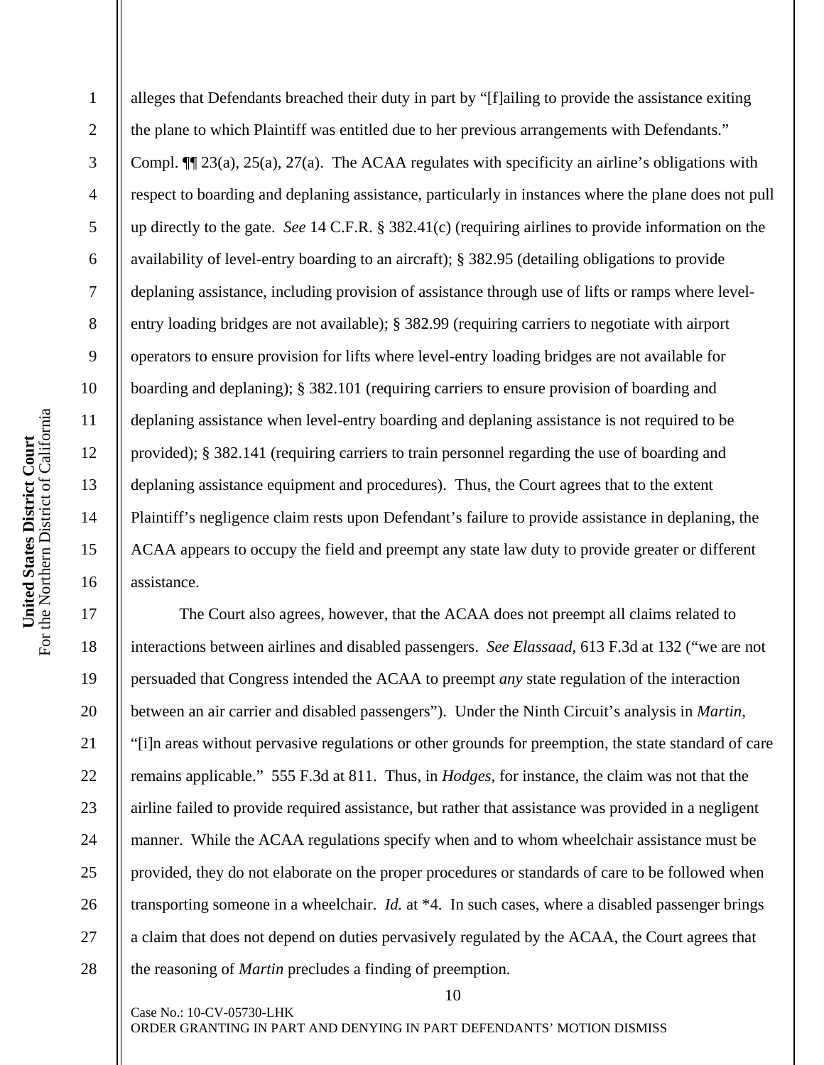alleges that Defendants breached their duty in part by "[f]ailing to provide the assistance exiting the plane to which Plaintiff was entitled due to her previous arrangements with Defendants." Compl. ¶¶ 23(a), 25(a), 27(a). The ACAA regulates with specificity an airline's obligations with respect to boarding and deplaning assistance, particularly in instances where the plane does not pull up directly to the gate. *See* 14 C.F.R. § 382.41(c) (requiring airlines to provide information on the availability of level-entry boarding to an aircraft); § 382.95 (detailing obligations to provide deplaning assistance, including provision of assistance through use of lifts or ramps where level-entry loading bridges are not available); § 382.99 (requiring carriers to negotiate with airport operators to ensure provision for lifts where level-entry loading bridges are not available for boarding and deplaning); § 382.101 (requiring carriers to ensure provision of boarding and deplaning assistance when level-entry boarding and deplaning assistance is not required to be provided); § 382.141 (requiring carriers to train personnel regarding the use of boarding and deplaning assistance equipment and procedures). Thus, the Court agrees that to the extent Plaintiff's negligence claim rests upon Defendant's failure to provide assistance in deplaning, the ACAA appears to occupy the field and preempt any state law duty to provide greater or different assistance.

The Court also agrees, however, that the ACAA does not preempt all claims related to interactions between airlines and disabled passengers. *See Elassaad*, 613 F.3d at 132 ("we are not persuaded that Congress intended the ACAA to preempt *any* state regulation of the interaction between an air carrier and disabled passengers"). Under the Ninth Circuit's analysis in *Martin*, "[i]n areas without pervasive regulations or other grounds for preemption, the state standard of care remains applicable." 555 F.3d at 811. Thus, in *Hodges*, for instance, the claim was not that the airline failed to provide required assistance, but rather that assistance was provided in a negligent manner. While the ACAA regulations specify when and to whom wheelchair assistance must be provided, they do not elaborate on the proper procedures or standards of care to be followed when transporting someone in a wheelchair. *Id.* at *4. In such cases, where a disabled passenger brings a claim that does not depend on duties pervasively regulated by the ACAA, the Court agrees that the reasoning of *Martin* precludes a finding of preemption.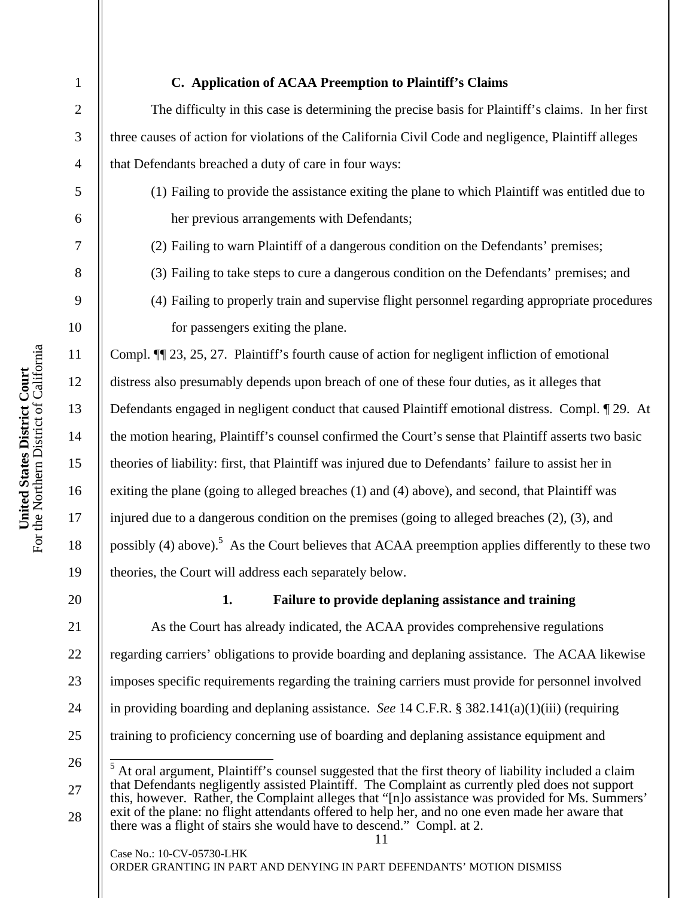### C. Application of ACAA Preemption to Plaintiff's Claims

The difficulty in this case is determining the precise basis for Plaintiff's claims. In her first three causes of action for violations of the California Civil Code and negligence, Plaintiff alleges that Defendants breached a duty of care in four ways:

(1) Failing to provide the assistance exiting the plane to which Plaintiff was entitled due to her previous arrangements with Defendants;

(2) Failing to warn Plaintiff of a dangerous condition on the Defendants' premises;

(3) Failing to take steps to cure a dangerous condition on the Defendants' premises; and

(4) Failing to properly train and supervise flight personnel regarding appropriate procedures for passengers exiting the plane.

Compl. ¶¶ 23, 25, 27. Plaintiff's fourth cause of action for negligent infliction of emotional distress also presumably depends upon breach of one of these four duties, as it alleges that Defendants engaged in negligent conduct that caused Plaintiff emotional distress. Compl. ¶ 29. At the motion hearing, Plaintiff's counsel confirmed the Court's sense that Plaintiff asserts two basic theories of liability: first, that Plaintiff was injured due to Defendants' failure to assist her in exiting the plane (going to alleged breaches (1) and (4) above), and second, that Plaintiff was injured due to a dangerous condition on the premises (going to alleged breaches (2), (3), and possibly (4) above).[5] As the Court believes that ACAA preemption applies differently to these two theories, the Court will address each separately below.

#### 1. Failure to provide deplaning assistance and training

As the Court has already indicated, the ACAA provides comprehensive regulations regarding carriers' obligations to provide boarding and deplaning assistance. The ACAA likewise imposes specific requirements regarding the training carriers must provide for personnel involved in providing boarding and deplaning assistance. *See* 14 C.F.R. § 382.141(a)(1)(iii) (requiring training to proficiency concerning use of boarding and deplaning assistance equipment and

---

[5] At oral argument, Plaintiff's counsel suggested that the first theory of liability included a claim that Defendants negligently assisted Plaintiff. The Complaint as currently pled does not support this, however. Rather, the Complaint alleges that "[n]o assistance was provided for Ms. Summers' exit of the plane: no flight attendants offered to help her, and no one even made her aware that there was a flight of stairs she would have to descend." Compl. at 2.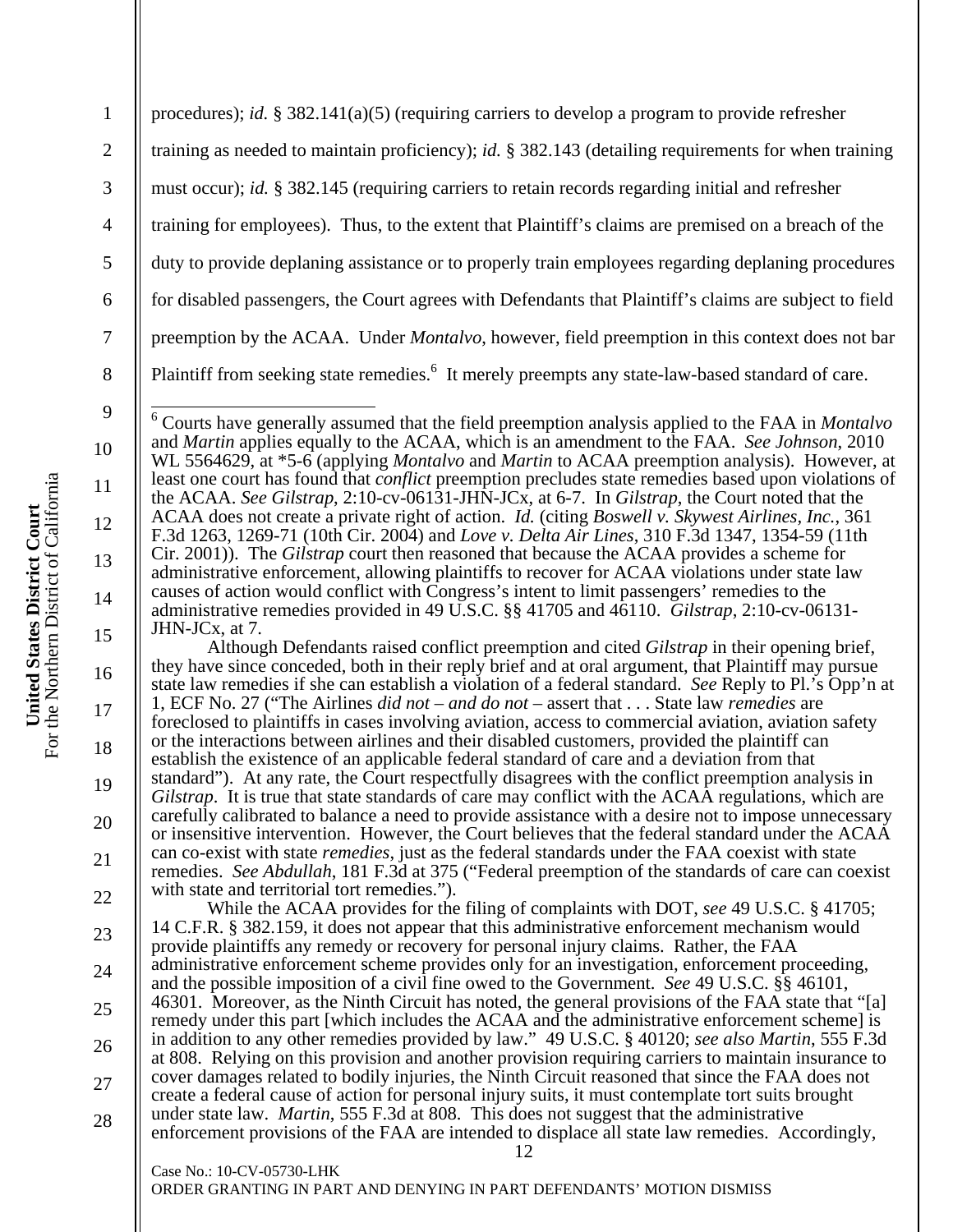procedures); *id.* § 382.141(a)(5) (requiring carriers to develop a program to provide refresher training as needed to maintain proficiency); *id.* § 382.143 (detailing requirements for when training must occur); *id.* § 382.145 (requiring carriers to retain records regarding initial and refresher training for employees). Thus, to the extent that Plaintiff's claims are premised on a breach of the duty to provide deplaning assistance or to properly train employees regarding deplaning procedures for disabled passengers, the Court agrees with Defendants that Plaintiff's claims are subject to field preemption by the ACAA. Under *Montalvo*, however, field preemption in this context does not bar Plaintiff from seeking state remedies.[6] It merely preempts any state-law-based standard of care.

---

[6] Courts have generally assumed that the field preemption analysis applied to the FAA in *Montalvo* and *Martin* applies equally to the ACAA, which is an amendment to the FAA. *See Johnson*, 2010 WL 5564629, at *5-6 (applying *Montalvo* and *Martin* to ACAA preemption analysis). However, at least one court has found that *conflict* preemption precludes state remedies based upon violations of the ACAA. *See Gilstrap*, 2:10-cv-06131-JHN-JCx, at 6-7. In *Gilstrap*, the Court noted that the ACAA does not create a private right of action. *Id.* (citing *Boswell v. Skywest Airlines, Inc.*, 361 F.3d 1263, 1269-71 (10th Cir. 2004) and *Love v. Delta Air Lines*, 310 F.3d 1347, 1354-59 (11th Cir. 2001)). The *Gilstrap* court then reasoned that because the ACAA provides a scheme for administrative enforcement, allowing plaintiffs to recover for ACAA violations under state law causes of action would conflict with Congress's intent to limit passengers' remedies to the administrative remedies provided in 49 U.S.C. §§ 41705 and 46110. *Gilstrap*, 2:10-cv-06131-JHN-JCx, at 7.

Although Defendants raised conflict preemption and cited *Gilstrap* in their opening brief, they have since conceded, both in their reply brief and at oral argument, that Plaintiff may pursue state law remedies if she can establish a violation of a federal standard. *See* Reply to Pl.'s Opp'n at 1, ECF No. 27 ("The Airlines *did not – and do not* – assert that . . . State law *remedies* are foreclosed to plaintiffs in cases involving aviation, access to commercial aviation, aviation safety or the interactions between airlines and their disabled customers, provided the plaintiff can establish the existence of an applicable federal standard of care and a deviation from that standard"). At any rate, the Court respectfully disagrees with the conflict preemption analysis in *Gilstrap*. It is true that state standards of care may conflict with the ACAA regulations, which are carefully calibrated to balance a need to provide assistance with a desire not to impose unnecessary or insensitive intervention. However, the Court believes that the federal standard under the ACAA can co-exist with state *remedies*, just as the federal standards under the FAA coexist with state remedies. *See Abdullah*, 181 F.3d at 375 ("Federal preemption of the standards of care can coexist with state and territorial tort remedies.").

While the ACAA provides for the filing of complaints with DOT, *see* 49 U.S.C. § 41705; 14 C.F.R. § 382.159, it does not appear that this administrative enforcement mechanism would provide plaintiffs any remedy or recovery for personal injury claims. Rather, the FAA administrative enforcement scheme provides only for an investigation, enforcement proceeding, and the possible imposition of a civil fine owed to the Government. *See* 49 U.S.C. §§ 46101, 46301. Moreover, as the Ninth Circuit has noted, the general provisions of the FAA state that "[a] remedy under this part [which includes the ACAA and the administrative enforcement scheme] is in addition to any other remedies provided by law." 49 U.S.C. § 40120; *see also Martin*, 555 F.3d at 808. Relying on this provision and another provision requiring carriers to maintain insurance to cover damages related to bodily injuries, the Ninth Circuit reasoned that since the FAA does not create a federal cause of action for personal injury suits, it must contemplate tort suits brought under state law. *Martin*, 555 F.3d at 808. This does not suggest that the administrative enforcement provisions of the FAA are intended to displace all state law remedies. Accordingly,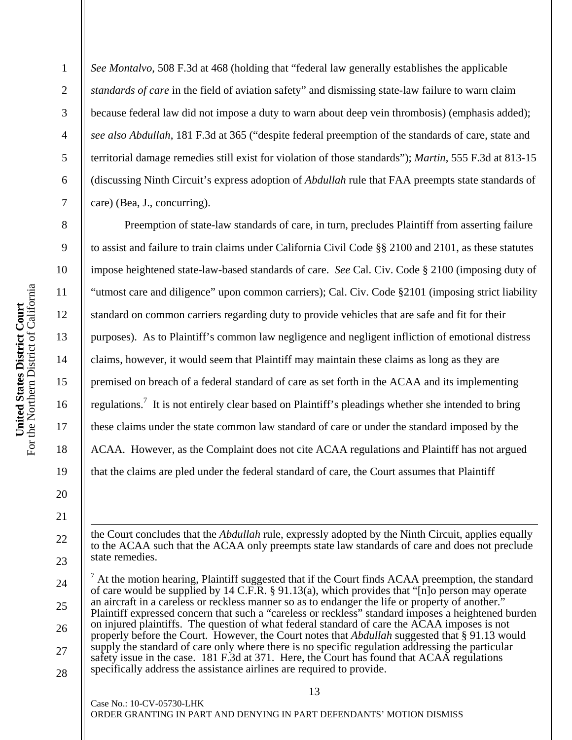*See Montalvo*, 508 F.3d at 468 (holding that "federal law generally establishes the applicable *standards of care* in the field of aviation safety" and dismissing state-law failure to warn claim because federal law did not impose a duty to warn about deep vein thrombosis) (emphasis added); *see also Abdullah*, 181 F.3d at 365 ("despite federal preemption of the standards of care, state and territorial damage remedies still exist for violation of those standards"); *Martin*, 555 F.3d at 813-15 (discussing Ninth Circuit's express adoption of *Abdullah* rule that FAA preempts state standards of care) (Bea, J., concurring).

Preemption of state-law standards of care, in turn, precludes Plaintiff from asserting failure to assist and failure to train claims under California Civil Code §§ 2100 and 2101, as these statutes impose heightened state-law-based standards of care. *See* Cal. Civ. Code § 2100 (imposing duty of "utmost care and diligence" upon common carriers); Cal. Civ. Code §2101 (imposing strict liability standard on common carriers regarding duty to provide vehicles that are safe and fit for their purposes). As to Plaintiff's common law negligence and negligent infliction of emotional distress claims, however, it would seem that Plaintiff may maintain these claims as long as they are premised on breach of a federal standard of care as set forth in the ACAA and its implementing regulations.[7] It is not entirely clear based on Plaintiff's pleadings whether she intended to bring these claims under the state common law standard of care or under the standard imposed by the ACAA. However, as the Complaint does not cite ACAA regulations and Plaintiff has not argued that the claims are pled under the federal standard of care, the Court assumes that Plaintiff

---

the Court concludes that the *Abdullah* rule, expressly adopted by the Ninth Circuit, applies equally to the ACAA such that the ACAA only preempts state law standards of care and does not preclude state remedies.

[7] At the motion hearing, Plaintiff suggested that if the Court finds ACAA preemption, the standard of care would be supplied by 14 C.F.R. § 91.13(a), which provides that "[n]o person may operate an aircraft in a careless or reckless manner so as to endanger the life or property of another." Plaintiff expressed concern that such a "careless or reckless" standard imposes a heightened burden on injured plaintiffs. The question of what federal standard of care the ACAA imposes is not properly before the Court. However, the Court notes that *Abdullah* suggested that § 91.13 would supply the standard of care only where there is no specific regulation addressing the particular safety issue in the case. 181 F.3d at 371. Here, the Court has found that ACAA regulations specifically address the assistance airlines are required to provide.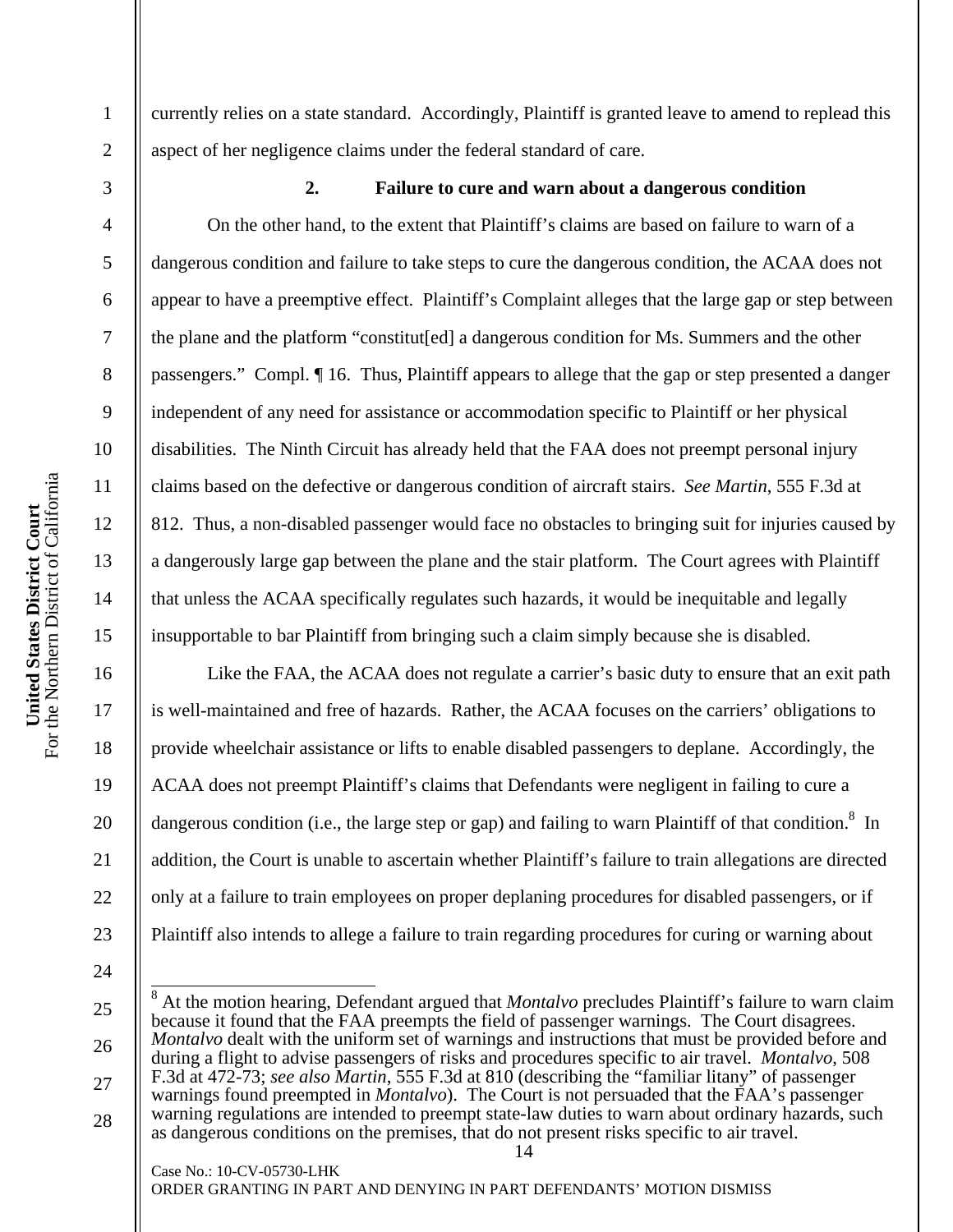currently relies on a state standard. Accordingly, Plaintiff is granted leave to amend to replead this aspect of her negligence claims under the federal standard of care.

### 2. Failure to cure and warn about a dangerous condition

On the other hand, to the extent that Plaintiff's claims are based on failure to warn of a dangerous condition and failure to take steps to cure the dangerous condition, the ACAA does not appear to have a preemptive effect. Plaintiff's Complaint alleges that the large gap or step between the plane and the platform "constitut[ed] a dangerous condition for Ms. Summers and the other passengers." Compl. ¶ 16. Thus, Plaintiff appears to allege that the gap or step presented a danger independent of any need for assistance or accommodation specific to Plaintiff or her physical disabilities. The Ninth Circuit has already held that the FAA does not preempt personal injury claims based on the defective or dangerous condition of aircraft stairs. *See Martin*, 555 F.3d at 812. Thus, a non-disabled passenger would face no obstacles to bringing suit for injuries caused by a dangerously large gap between the plane and the stair platform. The Court agrees with Plaintiff that unless the ACAA specifically regulates such hazards, it would be inequitable and legally insupportable to bar Plaintiff from bringing such a claim simply because she is disabled.

Like the FAA, the ACAA does not regulate a carrier's basic duty to ensure that an exit path is well-maintained and free of hazards. Rather, the ACAA focuses on the carriers' obligations to provide wheelchair assistance or lifts to enable disabled passengers to deplane. Accordingly, the ACAA does not preempt Plaintiff's claims that Defendants were negligent in failing to cure a dangerous condition (i.e., the large step or gap) and failing to warn Plaintiff of that condition.[8] In addition, the Court is unable to ascertain whether Plaintiff's failure to train allegations are directed only at a failure to train employees on proper deplaning procedures for disabled passengers, or if Plaintiff also intends to allege a failure to train regarding procedures for curing or warning about

---

[8] At the motion hearing, Defendant argued that *Montalvo* precludes Plaintiff's failure to warn claim because it found that the FAA preempts the field of passenger warnings. The Court disagrees. *Montalvo* dealt with the uniform set of warnings and instructions that must be provided before and during a flight to advise passengers of risks and procedures specific to air travel. *Montalvo*, 508 F.3d at 472-73; *see also Martin*, 555 F.3d at 810 (describing the "familiar litany" of passenger warnings found preempted in *Montalvo*). The Court is not persuaded that the FAA's passenger warning regulations are intended to preempt state-law duties to warn about ordinary hazards, such as dangerous conditions on the premises, that do not present risks specific to air travel.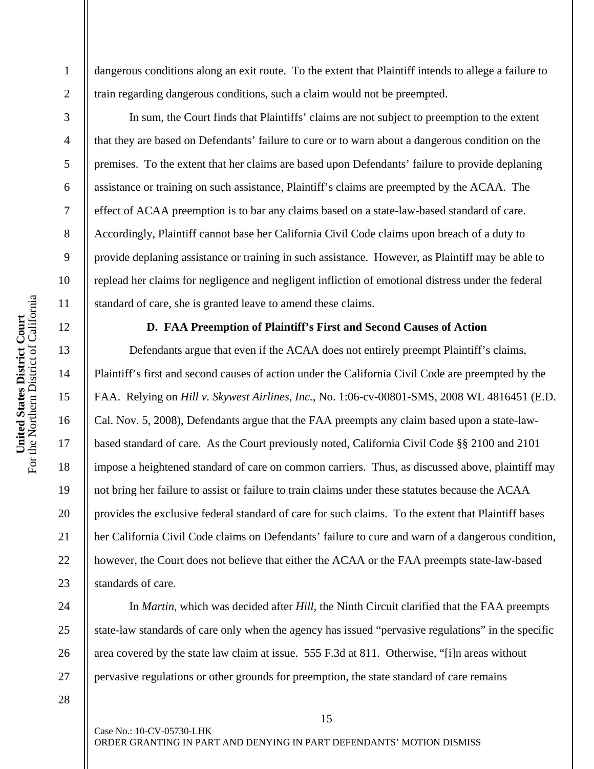dangerous conditions along an exit route. To the extent that Plaintiff intends to allege a failure to train regarding dangerous conditions, such a claim would not be preempted.

In sum, the Court finds that Plaintiffs' claims are not subject to preemption to the extent that they are based on Defendants' failure to cure or to warn about a dangerous condition on the premises. To the extent that her claims are based upon Defendants' failure to provide deplaning assistance or training on such assistance, Plaintiff's claims are preempted by the ACAA. The effect of ACAA preemption is to bar any claims based on a state-law-based standard of care. Accordingly, Plaintiff cannot base her California Civil Code claims upon breach of a duty to provide deplaning assistance or training in such assistance. However, as Plaintiff may be able to replead her claims for negligence and negligent infliction of emotional distress under the federal standard of care, she is granted leave to amend these claims.

**D. FAA Preemption of Plaintiff's First and Second Causes of Action**

Defendants argue that even if the ACAA does not entirely preempt Plaintiff's claims, Plaintiff's first and second causes of action under the California Civil Code are preempted by the FAA. Relying on *Hill v. Skywest Airlines, Inc.*, No. 1:06-cv-00801-SMS, 2008 WL 4816451 (E.D. Cal. Nov. 5, 2008), Defendants argue that the FAA preempts any claim based upon a state-law-based standard of care. As the Court previously noted, California Civil Code §§ 2100 and 2101 impose a heightened standard of care on common carriers. Thus, as discussed above, plaintiff may not bring her failure to assist or failure to train claims under these statutes because the ACAA provides the exclusive federal standard of care for such claims. To the extent that Plaintiff bases her California Civil Code claims on Defendants' failure to cure and warn of a dangerous condition, however, the Court does not believe that either the ACAA or the FAA preempts state-law-based standards of care.

In *Martin*, which was decided after *Hill*, the Ninth Circuit clarified that the FAA preempts state-law standards of care only when the agency has issued "pervasive regulations" in the specific area covered by the state law claim at issue. 555 F.3d at 811. Otherwise, "[i]n areas without pervasive regulations or other grounds for preemption, the state standard of care remains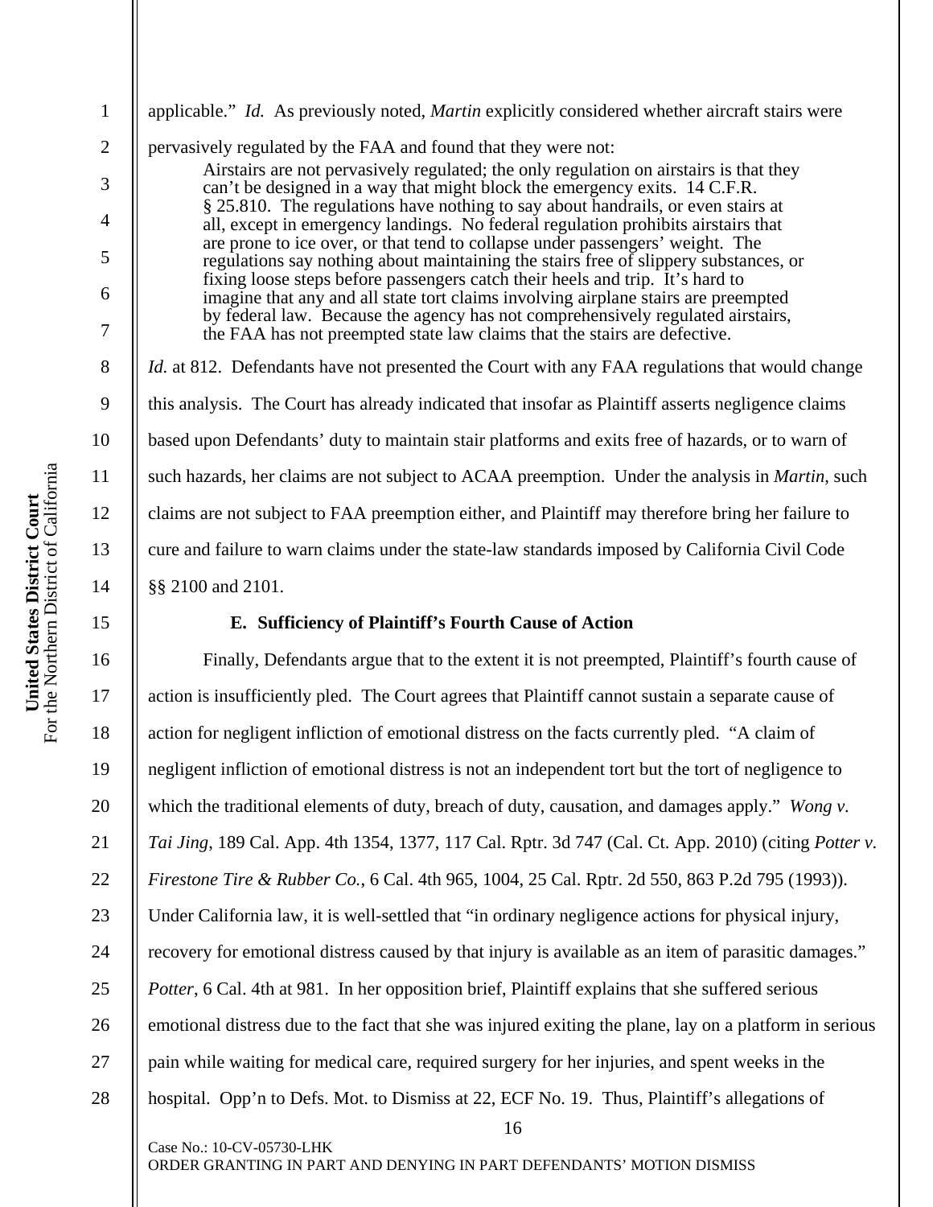applicable." *Id.* As previously noted, *Martin* explicitly considered whether aircraft stairs were pervasively regulated by the FAA and found that they were not:

> Airstairs are not pervasively regulated; the only regulation on airstairs is that they can't be designed in a way that might block the emergency exits. 14 C.F.R. § 25.810. The regulations have nothing to say about handrails, or even stairs at all, except in emergency landings. No federal regulation prohibits airstairs that are prone to ice over, or that tend to collapse under passengers' weight. The regulations say nothing about maintaining the stairs free of slippery substances, or fixing loose steps before passengers catch their heels and trip. It's hard to imagine that any and all state tort claims involving airplane stairs are preempted by federal law. Because the agency has not comprehensively regulated airstairs, the FAA has not preempted state law claims that the stairs are defective.

*Id.* at 812. Defendants have not presented the Court with any FAA regulations that would change this analysis. The Court has already indicated that insofar as Plaintiff asserts negligence claims based upon Defendants' duty to maintain stair platforms and exits free of hazards, or to warn of such hazards, her claims are not subject to ACAA preemption. Under the analysis in *Martin*, such claims are not subject to FAA preemption either, and Plaintiff may therefore bring her failure to cure and failure to warn claims under the state-law standards imposed by California Civil Code §§ 2100 and 2101.

### E. Sufficiency of Plaintiff's Fourth Cause of Action

Finally, Defendants argue that to the extent it is not preempted, Plaintiff's fourth cause of action is insufficiently pled. The Court agrees that Plaintiff cannot sustain a separate cause of action for negligent infliction of emotional distress on the facts currently pled. "A claim of negligent infliction of emotional distress is not an independent tort but the tort of negligence to which the traditional elements of duty, breach of duty, causation, and damages apply." *Wong v. Tai Jing*, 189 Cal. App. 4th 1354, 1377, 117 Cal. Rptr. 3d 747 (Cal. Ct. App. 2010) (citing *Potter v. Firestone Tire & Rubber Co.*, 6 Cal. 4th 965, 1004, 25 Cal. Rptr. 2d 550, 863 P.2d 795 (1993)). Under California law, it is well-settled that "in ordinary negligence actions for physical injury, recovery for emotional distress caused by that injury is available as an item of parasitic damages." *Potter*, 6 Cal. 4th at 981. In her opposition brief, Plaintiff explains that she suffered serious emotional distress due to the fact that she was injured exiting the plane, lay on a platform in serious pain while waiting for medical care, required surgery for her injuries, and spent weeks in the hospital. Opp'n to Defs. Mot. to Dismiss at 22, ECF No. 19. Thus, Plaintiff's allegations of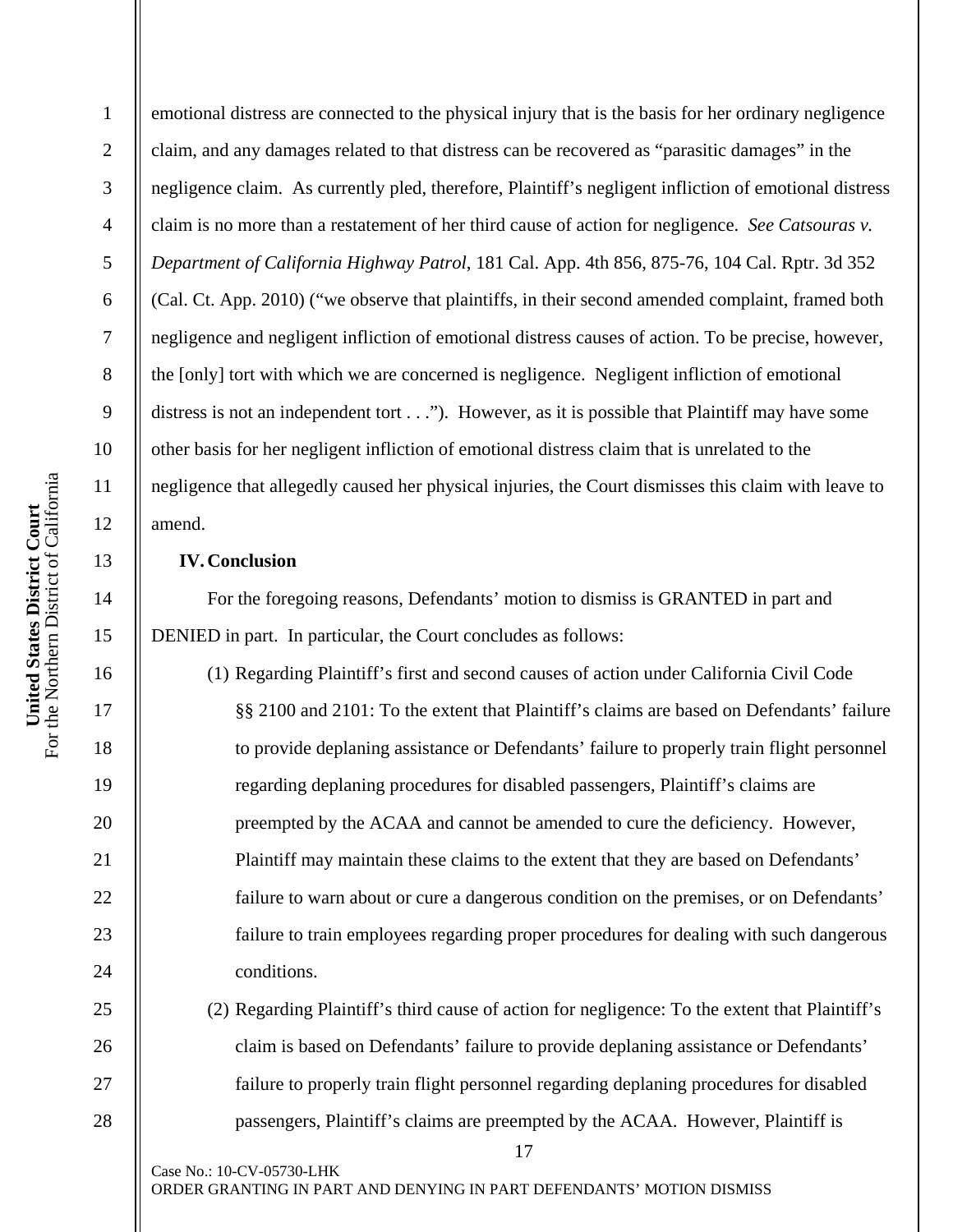emotional distress are connected to the physical injury that is the basis for her ordinary negligence claim, and any damages related to that distress can be recovered as "parasitic damages" in the negligence claim. As currently pled, therefore, Plaintiff's negligent infliction of emotional distress claim is no more than a restatement of her third cause of action for negligence. *See Catsouras v. Department of California Highway Patrol*, 181 Cal. App. 4th 856, 875-76, 104 Cal. Rptr. 3d 352 (Cal. Ct. App. 2010) ("we observe that plaintiffs, in their second amended complaint, framed both negligence and negligent infliction of emotional distress causes of action. To be precise, however, the [only] tort with which we are concerned is negligence. Negligent infliction of emotional distress is not an independent tort . . ."). However, as it is possible that Plaintiff may have some other basis for her negligent infliction of emotional distress claim that is unrelated to the negligence that allegedly caused her physical injuries, the Court dismisses this claim with leave to amend.

**IV. Conclusion**

For the foregoing reasons, Defendants' motion to dismiss is GRANTED in part and DENIED in part. In particular, the Court concludes as follows:

(1) Regarding Plaintiff's first and second causes of action under California Civil Code §§ 2100 and 2101: To the extent that Plaintiff's claims are based on Defendants' failure to provide deplaning assistance or Defendants' failure to properly train flight personnel regarding deplaning procedures for disabled passengers, Plaintiff's claims are preempted by the ACAA and cannot be amended to cure the deficiency. However, Plaintiff may maintain these claims to the extent that they are based on Defendants' failure to warn about or cure a dangerous condition on the premises, or on Defendants' failure to train employees regarding proper procedures for dealing with such dangerous conditions.

(2) Regarding Plaintiff's third cause of action for negligence: To the extent that Plaintiff's claim is based on Defendants' failure to provide deplaning assistance or Defendants' failure to properly train flight personnel regarding deplaning procedures for disabled passengers, Plaintiff's claims are preempted by the ACAA. However, Plaintiff is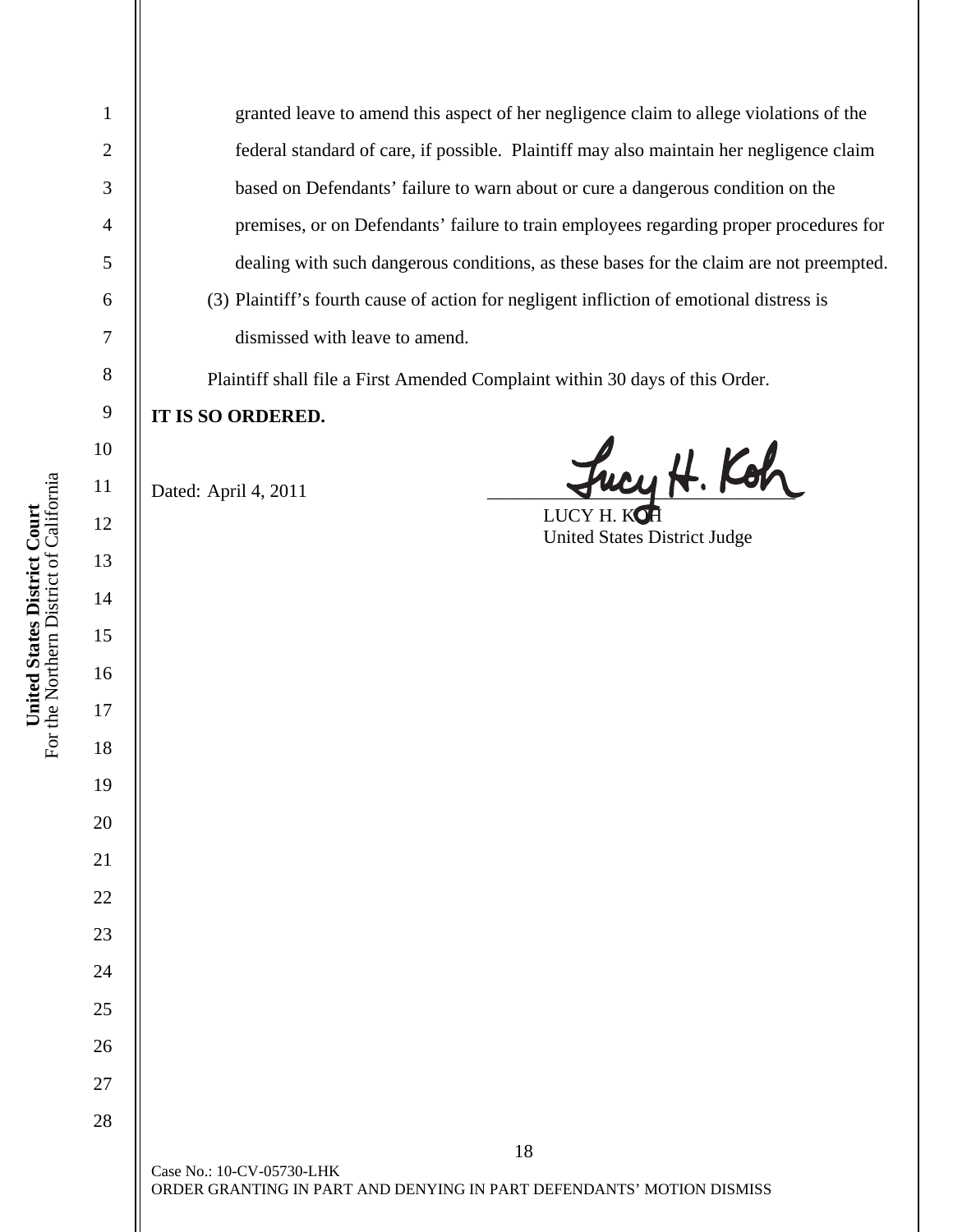granted leave to amend this aspect of her negligence claim to allege violations of the federal standard of care, if possible. Plaintiff may also maintain her negligence claim based on Defendants' failure to warn about or cure a dangerous condition on the premises, or on Defendants' failure to train employees regarding proper procedures for dealing with such dangerous conditions, as these bases for the claim are not preempted.

(3) Plaintiff's fourth cause of action for negligent infliction of emotional distress is dismissed with leave to amend.

Plaintiff shall file a First Amended Complaint within 30 days of this Order.

**IT IS SO ORDERED.**

Dated: April 4, 2011

Lucy H. Koh

LUCY H. KOH
United States District Judge